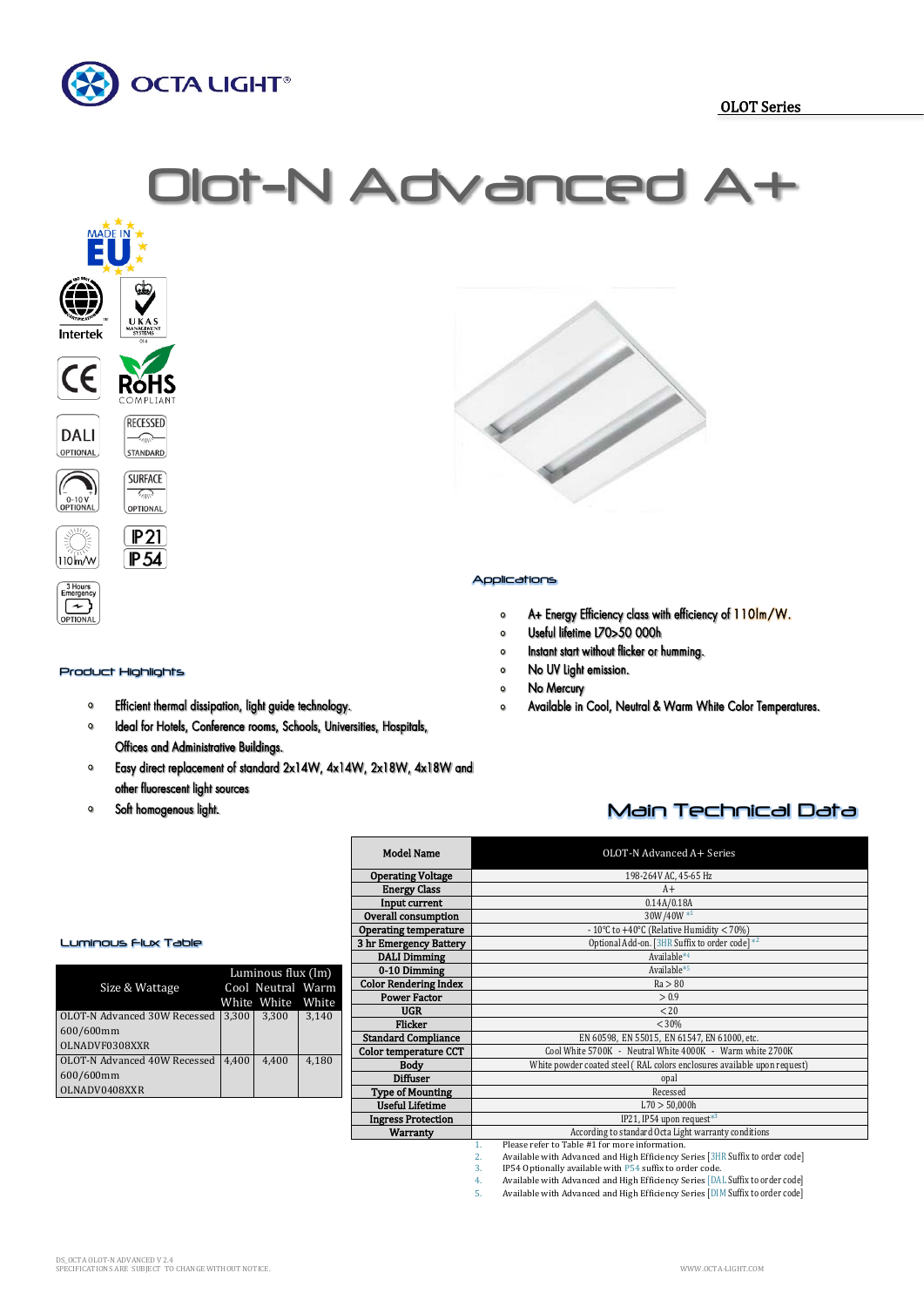OLOT Series

# Olot-N Advanced A+

MADE IN EU

Intertek | UKAS MANAGEMENT SYSTEMS | CE | RoHS COMPLIANT | DALI OPTIONAL | RECESSED STANDARD | 0-10V OPTIONAL | SURFACE OPTIONAL | 110lm/W | IP21 IP54 | 3 Hours Emergency OPTIONAL

## Applications

- A+ Energy Efficiency class with efficiency of 110lm/W.
- Useful lifetime L70>50 000h
- Instant start without flicker or humming.
- No UV light emission.
- No Mercury
- Available in Cool, Neutral & Warm White Color Temperatures.

## Product Highlights

- Efficient thermal dissipation, light guide technology.
- Ideal for Hotels, Conference rooms, Schools, Universities, Hospitals, Offices and Administrative Buildings.
- Easy direct replacement of standard 2x14W, 4x14W, 2x18W, 4x18W and other fluorescent light sources
- Soft homogenous light.

## Main Technical Data

| Model Name | OLOT-N Advanced A+ Series |
|---|---|
| Operating Voltage | 198-264V AC, 45-65 Hz |
| Energy Class | A+ |
| Input current | 0.14A/0.18A |
| Overall consumption | 30W/40W *1 |
| Operating temperature | - 10°C to +40°C (Relative Humidity < 70%) |
| 3 hr Emergency Battery | Optional Add-on. [3HR Suffix to order code] *2 |
| DALI Dimming | Available*4 |
| 0-10 Dimming | Available*5 |
| Color Rendering Index | Ra > 80 |
| Power Factor | > 0.9 |
| UGR | < 20 |
| Flicker | < 30% |
| Standard Compliance | EN 60598, EN 55015, EN 61547, EN 61000, etc. |
| Color temperature CCT | Cool White 5700K - Neutral White 4000K - Warm white 2700K |
| Body | White powder coated steel ( RAL colors enclosures available upon request) |
| Diffuser | opal |
| Type of Mounting | Recessed |
| Useful Lifetime | L70 > 50,000h |
| Ingress Protection | IP21, IP54 upon request*3 |
| Warranty | According to standard Octa Light warranty conditions |

1. Please refer to Table #1 for more information.
2. Available with Advanced and High Efficiency Series [3HR Suffix to order code]
3. IP54 Optionally available with P54 suffix to order code.
4. Available with Advanced and High Efficiency Series [DAL Suffix to order code]
5. Available with Advanced and High Efficiency Series [DIM Suffix to order code]

## Luminous Flux Table

| Size & Wattage | Luminous flux (lm) Cool White | Neutral White | Warm White |
|---|---|---|---|
| OLOT-N Advanced 30W Recessed 600/600mm OLNADVF0308XXR | 3,300 | 3,300 | 3,140 |
| OLOT-N Advanced 40W Recessed 600/600mm OLNADV0408XXR | 4,400 | 4,400 | 4,180 |

DS_OCTA OLOT-N ADVANCED V 2.4
SPECIFICATIONS ARE SUBJECT TO CHANGE WITHOUT NOTICE.

WWW.OCTA-LIGHT.COM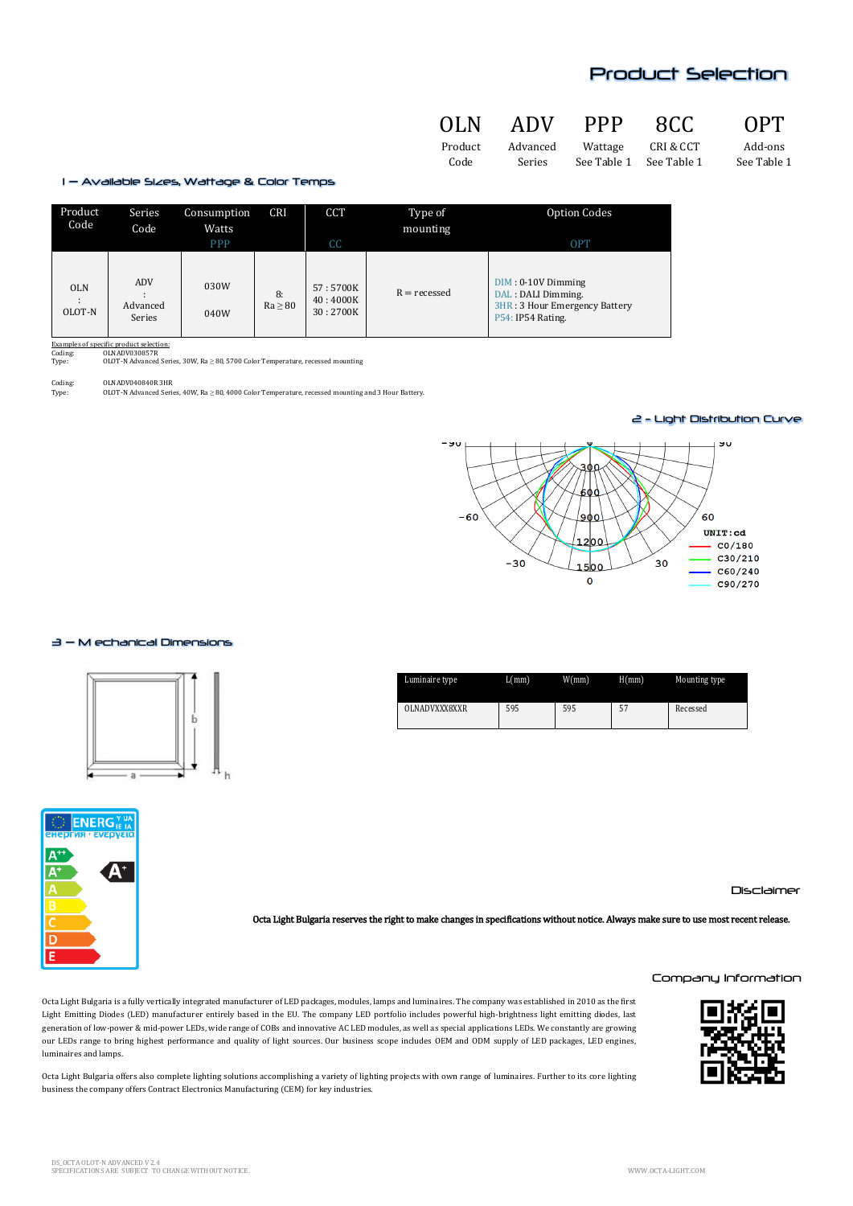# Product Selection

| OLN | ADV | PPP | 8CC | OPT |
|---|---|---|---|---|
| Product Code | Advanced Series | Wattage See Table 1 | CRI & CCT See Table 1 | Add-ons See Table 1 |

## 1 – Available Sizes, Wattage & Color Temps

| Product Code | Series Code | Consumption Watts PPP | CRI | CCT CC | Type of mounting | Option Codes OPT |
|---|---|---|---|---|---|---|
| OLN : OLOT-N | ADV : Advanced Series | 030W 040W | 8: Ra ≥ 80 | 57 : 5700K 40 : 4000K 30 : 2700K | R = recessed | DIM : 0-10V Dimming DAL : DALI Dimming. 3HR : 3 Hour Emergency Battery P54: IP54 Rating. |

Examples of specific product selection:

Coding: OLNADV030857R
Type: OLOT-N Advanced Series, 30W, Ra ≥ 80, 5700 Color Temperature, recessed mounting

Coding: OLNADV040840R3HR
Type: OLOT-N Advanced Series, 40W, Ra ≥ 80, 4000 Color Temperature, recessed mounting and 3 Hour Battery.

## 2 - Light Distribution Curve

-90
90
-60
60
-30
30
0
300
600
900
1200
1500
UNIT:cd
C0/180
C30/210
C60/240
C90/270

## 3 – Mechanical Dimensions

a
b
h

| Luminaire type | L(mm) | W(mm) | H(mm) | Mounting type |
|---|---|---|---|---|
| OLNADVXXX8XXR | 595 | 595 | 57 | Recessed |

ENERG Y IJA IE IA
енергия · ενεργεια
A++
A+
A
B
C
D
E
A+

## Disclaimer

**Octa Light Bulgaria reserves the right to make changes in specifications without notice. Always make sure to use most recent release.**

## Company Information

Octa Light Bulgaria is a fully vertically integrated manufacturer of LED packages, modules, lamps and luminaires. The company was established in 2010 as the first Light Emitting Diodes (LED) manufacturer entirely based in the EU. The company LED portfolio includes powerful high-brightness light emitting diodes, last generation of low-power & mid-power LEDs, wide range of COBs and innovative AC LED modules, as well as special applications LEDs. We constantly are growing our LEDs range to bring highest performance and quality of light sources. Our business scope includes OEM and ODM supply of LED packages, LED engines, luminaires and lamps.

Octa Light Bulgaria offers also complete lighting solutions accomplishing a variety of lighting projects with own range of luminaires. Further to its core lighting business the company offers Contract Electronics Manufacturing (CEM) for key industries.

DS_OCTA OLOT-N ADVANCED V 2.4
SPECIFICATIONS ARE SUBJECT TO CHANGE WITHOUT NOTICE.
WWW.OCTA-LIGHT.COM